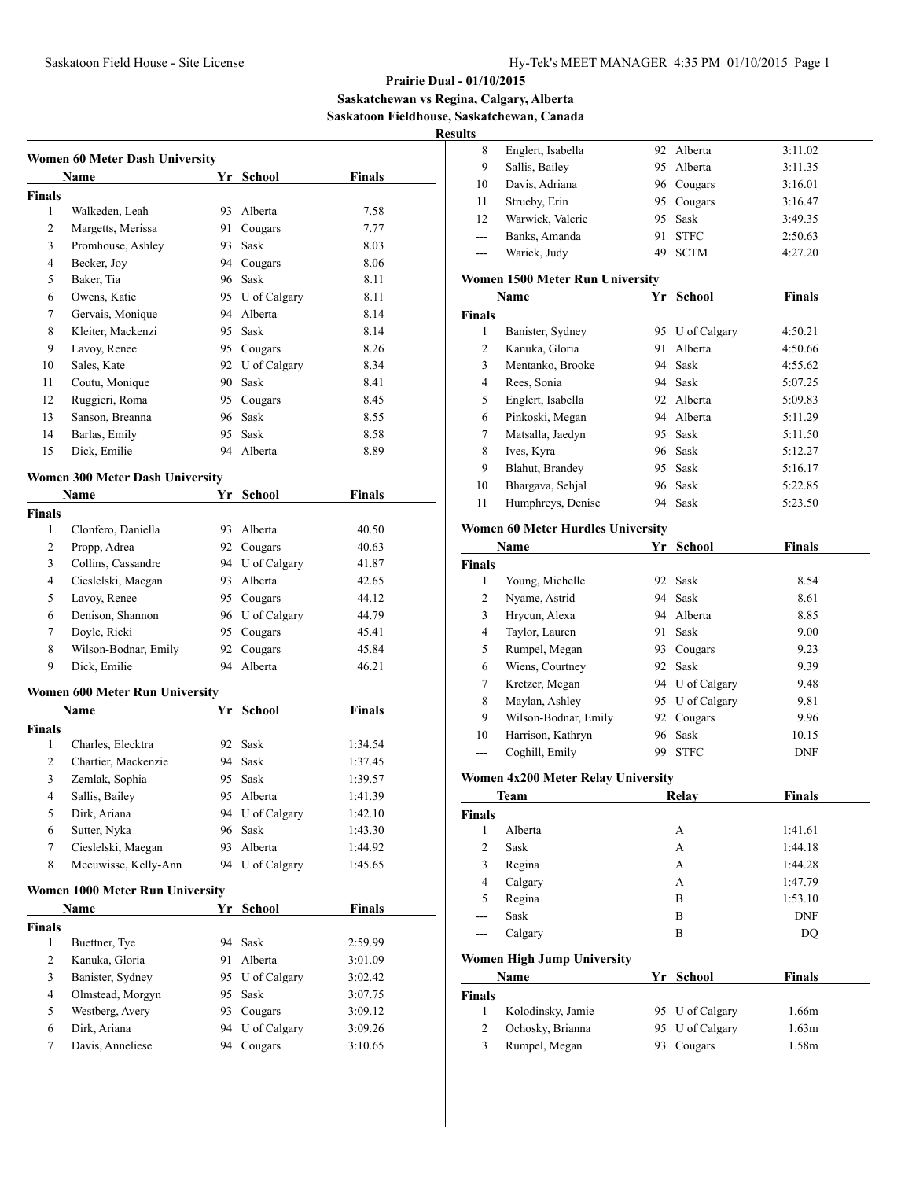# Prairie Dual - 01/10/2015

**Saskatchewan vs Regina, Calgary, Alberta**

**Saskatoon Fieldhouse, Saskatchewan, Canada**

**Results**

### Women 60 Meter Dash University

| | Name | Yr | School | Finals |
|---|---|---|---|---|
| **Finals** | | | | |
| 1 | Walkeden, Leah | 93 | Alberta | 7.58 |
| 2 | Margetts, Merissa | 91 | Cougars | 7.77 |
| 3 | Promhouse, Ashley | 93 | Sask | 8.03 |
| 4 | Becker, Joy | 94 | Cougars | 8.06 |
| 5 | Baker, Tia | 96 | Sask | 8.11 |
| 6 | Owens, Katie | 95 | U of Calgary | 8.11 |
| 7 | Gervais, Monique | 94 | Alberta | 8.14 |
| 8 | Kleiter, Mackenzi | 95 | Sask | 8.14 |
| 9 | Lavoy, Renee | 95 | Cougars | 8.26 |
| 10 | Sales, Kate | 92 | U of Calgary | 8.34 |
| 11 | Coutu, Monique | 90 | Sask | 8.41 |
| 12 | Ruggieri, Roma | 95 | Cougars | 8.45 |
| 13 | Sanson, Breanna | 96 | Sask | 8.55 |
| 14 | Barlas, Emily | 95 | Sask | 8.58 |
| 15 | Dick, Emilie | 94 | Alberta | 8.89 |

### Women 300 Meter Dash University

| | Name | Yr | School | Finals |
|---|---|---|---|---|
| **Finals** | | | | |
| 1 | Clonfero, Daniella | 93 | Alberta | 40.50 |
| 2 | Propp, Adrea | 92 | Cougars | 40.63 |
| 3 | Collins, Cassandre | 94 | U of Calgary | 41.87 |
| 4 | Cieslelski, Maegan | 93 | Alberta | 42.65 |
| 5 | Lavoy, Renee | 95 | Cougars | 44.12 |
| 6 | Denison, Shannon | 96 | U of Calgary | 44.79 |
| 7 | Doyle, Ricki | 95 | Cougars | 45.41 |
| 8 | Wilson-Bodnar, Emily | 92 | Cougars | 45.84 |
| 9 | Dick, Emilie | 94 | Alberta | 46.21 |

### Women 600 Meter Run University

| | Name | Yr | School | Finals |
|---|---|---|---|---|
| **Finals** | | | | |
| 1 | Charles, Elecktra | 92 | Sask | 1:34.54 |
| 2 | Chartier, Mackenzie | 94 | Sask | 1:37.45 |
| 3 | Zemlak, Sophia | 95 | Sask | 1:39.57 |
| 4 | Sallis, Bailey | 95 | Alberta | 1:41.39 |
| 5 | Dirk, Ariana | 94 | U of Calgary | 1:42.10 |
| 6 | Sutter, Nyka | 96 | Sask | 1:43.30 |
| 7 | Cieslelski, Maegan | 93 | Alberta | 1:44.92 |
| 8 | Meeuwisse, Kelly-Ann | 94 | U of Calgary | 1:45.65 |

### Women 1000 Meter Run University

| | Name | Yr | School | Finals |
|---|---|---|---|---|
| **Finals** | | | | |
| 1 | Buettner, Tye | 94 | Sask | 2:59.99 |
| 2 | Kanuka, Gloria | 91 | Alberta | 3:01.09 |
| 3 | Banister, Sydney | 95 | U of Calgary | 3:02.42 |
| 4 | Olmstead, Morgyn | 95 | Sask | 3:07.75 |
| 5 | Westberg, Avery | 93 | Cougars | 3:09.12 |
| 6 | Dirk, Ariana | 94 | U of Calgary | 3:09.26 |
| 7 | Davis, Anneliese | 94 | Cougars | 3:10.65 |
| 8 | Englert, Isabella | 92 | Alberta | 3:11.02 |
| 9 | Sallis, Bailey | 95 | Alberta | 3:11.35 |
| 10 | Davis, Adriana | 96 | Cougars | 3:16.01 |
| 11 | Strueby, Erin | 95 | Cougars | 3:16.47 |
| 12 | Warwick, Valerie | 95 | Sask | 3:49.35 |
| --- | Banks, Amanda | 91 | STFC | 2:50.63 |
| --- | Warick, Judy | 49 | SCTM | 4:27.20 |

### Women 1500 Meter Run University

| | Name | Yr | School | Finals |
|---|---|---|---|---|
| **Finals** | | | | |
| 1 | Banister, Sydney | 95 | U of Calgary | 4:50.21 |
| 2 | Kanuka, Gloria | 91 | Alberta | 4:50.66 |
| 3 | Mentanko, Brooke | 94 | Sask | 4:55.62 |
| 4 | Rees, Sonia | 94 | Sask | 5:07.25 |
| 5 | Englert, Isabella | 92 | Alberta | 5:09.83 |
| 6 | Pinkoski, Megan | 94 | Alberta | 5:11.29 |
| 7 | Matsalla, Jaedyn | 95 | Sask | 5:11.50 |
| 8 | Ives, Kyra | 96 | Sask | 5:12.27 |
| 9 | Blahut, Brandey | 95 | Sask | 5:16.17 |
| 10 | Bhargava, Sehjal | 96 | Sask | 5:22.85 |
| 11 | Humphreys, Denise | 94 | Sask | 5:23.50 |

### Women 60 Meter Hurdles University

| | Name | Yr | School | Finals |
|---|---|---|---|---|
| **Finals** | | | | |
| 1 | Young, Michelle | 92 | Sask | 8.54 |
| 2 | Nyame, Astrid | 94 | Sask | 8.61 |
| 3 | Hrycun, Alexa | 94 | Alberta | 8.85 |
| 4 | Taylor, Lauren | 91 | Sask | 9.00 |
| 5 | Rumpel, Megan | 93 | Cougars | 9.23 |
| 6 | Wiens, Courtney | 92 | Sask | 9.39 |
| 7 | Kretzer, Megan | 94 | U of Calgary | 9.48 |
| 8 | Maylan, Ashley | 95 | U of Calgary | 9.81 |
| 9 | Wilson-Bodnar, Emily | 92 | Cougars | 9.96 |
| 10 | Harrison, Kathryn | 96 | Sask | 10.15 |
| --- | Coghill, Emily | 99 | STFC | DNF |

### Women 4x200 Meter Relay University

| | Team | Relay | Finals |
|---|---|---|---|
| **Finals** | | | |
| 1 | Alberta | A | 1:41.61 |
| 2 | Sask | A | 1:44.18 |
| 3 | Regina | A | 1:44.28 |
| 4 | Calgary | A | 1:47.79 |
| 5 | Regina | B | 1:53.10 |
| --- | Sask | B | DNF |
| --- | Calgary | B | DQ |

### Women High Jump University

| | Name | Yr | School | Finals |
|---|---|---|---|---|
| **Finals** | | | | |
| 1 | Kolodinsky, Jamie | 95 | U of Calgary | 1.66m |
| 2 | Ochosky, Brianna | 95 | U of Calgary | 1.63m |
| 3 | Rumpel, Megan | 93 | Cougars | 1.58m |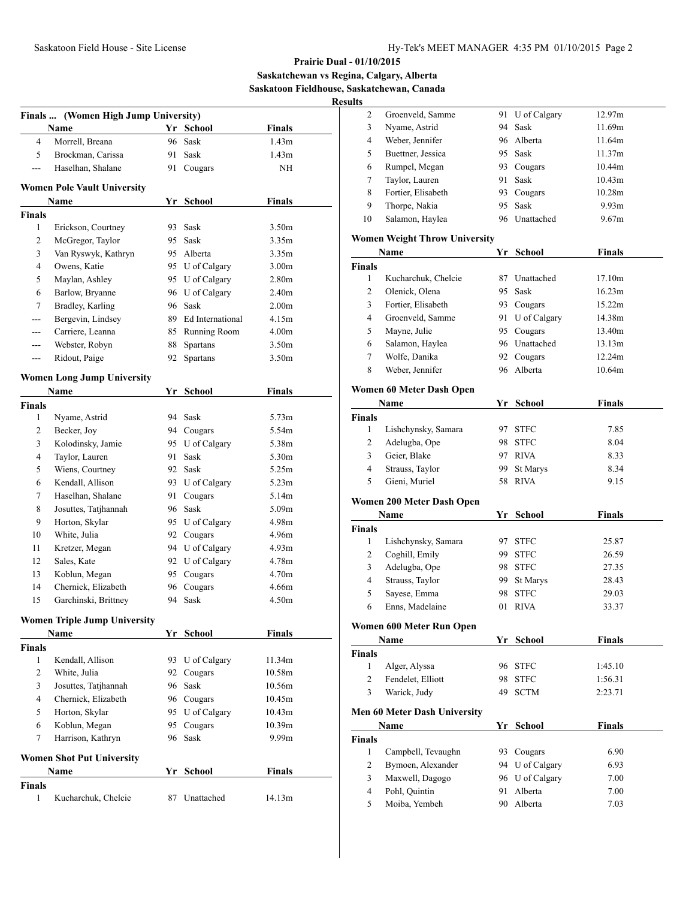**Prairie Dual - 01/10/2015**
**Saskatchewan vs Regina, Calgary, Alberta**
**Saskatoon Fieldhouse, Saskatchewan, Canada**
**Results**

### Finals ... (Women High Jump University)

| | Name | Yr | School | Finals |
|---|---|---|---|---|
| 4 | Morrell, Breana | 96 | Sask | 1.43m |
| 5 | Brockman, Carissa | 91 | Sask | 1.43m |
| --- | Haselhan, Shalane | 91 | Cougars | NH |

### Women Pole Vault University

| | Name | Yr | School | Finals |
|---|---|---|---|---|
| **Finals** | | | | |
| 1 | Erickson, Courtney | 93 | Sask | 3.50m |
| 2 | McGregor, Taylor | 95 | Sask | 3.35m |
| 3 | Van Ryswyk, Kathryn | 95 | Alberta | 3.35m |
| 4 | Owens, Katie | 95 | U of Calgary | 3.00m |
| 5 | Maylan, Ashley | 95 | U of Calgary | 2.80m |
| 6 | Barlow, Bryanne | 96 | U of Calgary | 2.40m |
| 7 | Bradley, Karling | 96 | Sask | 2.00m |
| --- | Bergevin, Lindsey | 89 | Ed International | 4.15m |
| --- | Carriere, Leanna | 85 | Running Room | 4.00m |
| --- | Webster, Robyn | 88 | Spartans | 3.50m |
| --- | Ridout, Paige | 92 | Spartans | 3.50m |

### Women Long Jump University

| | Name | Yr | School | Finals |
|---|---|---|---|---|
| **Finals** | | | | |
| 1 | Nyame, Astrid | 94 | Sask | 5.73m |
| 2 | Becker, Joy | 94 | Cougars | 5.54m |
| 3 | Kolodinsky, Jamie | 95 | U of Calgary | 5.38m |
| 4 | Taylor, Lauren | 91 | Sask | 5.30m |
| 5 | Wiens, Courtney | 92 | Sask | 5.25m |
| 6 | Kendall, Allison | 93 | U of Calgary | 5.23m |
| 7 | Haselhan, Shalane | 91 | Cougars | 5.14m |
| 8 | Josuttes, Tatjhannah | 96 | Sask | 5.09m |
| 9 | Horton, Skylar | 95 | U of Calgary | 4.98m |
| 10 | White, Julia | 92 | Cougars | 4.96m |
| 11 | Kretzer, Megan | 94 | U of Calgary | 4.93m |
| 12 | Sales, Kate | 92 | U of Calgary | 4.78m |
| 13 | Koblun, Megan | 95 | Cougars | 4.70m |
| 14 | Chernick, Elizabeth | 96 | Cougars | 4.66m |
| 15 | Garchinski, Brittney | 94 | Sask | 4.50m |

### Women Triple Jump University

| | Name | Yr | School | Finals |
|---|---|---|---|---|
| **Finals** | | | | |
| 1 | Kendall, Allison | 93 | U of Calgary | 11.34m |
| 2 | White, Julia | 92 | Cougars | 10.58m |
| 3 | Josuttes, Tatjhannah | 96 | Sask | 10.56m |
| 4 | Chernick, Elizabeth | 96 | Cougars | 10.45m |
| 5 | Horton, Skylar | 95 | U of Calgary | 10.43m |
| 6 | Koblun, Megan | 95 | Cougars | 10.39m |
| 7 | Harrison, Kathryn | 96 | Sask | 9.99m |

### Women Shot Put University

| | Name | Yr | School | Finals |
|---|---|---|---|---|
| **Finals** | | | | |
| 1 | Kucharchuk, Chelcie | 87 | Unattached | 14.13m |
| 2 | Groenveld, Samme | 91 | U of Calgary | 12.97m |
| 3 | Nyame, Astrid | 94 | Sask | 11.69m |
| 4 | Weber, Jennifer | 96 | Alberta | 11.64m |
| 5 | Buettner, Jessica | 95 | Sask | 11.37m |
| 6 | Rumpel, Megan | 93 | Cougars | 10.44m |
| 7 | Taylor, Lauren | 91 | Sask | 10.43m |
| 8 | Fortier, Elisabeth | 93 | Cougars | 10.28m |
| 9 | Thorpe, Nakia | 95 | Sask | 9.93m |
| 10 | Salamon, Haylea | 96 | Unattached | 9.67m |

### Women Weight Throw University

| | Name | Yr | School | Finals |
|---|---|---|---|---|
| **Finals** | | | | |
| 1 | Kucharchuk, Chelcie | 87 | Unattached | 17.10m |
| 2 | Olenick, Olena | 95 | Sask | 16.23m |
| 3 | Fortier, Elisabeth | 93 | Cougars | 15.22m |
| 4 | Groenveld, Samme | 91 | U of Calgary | 14.38m |
| 5 | Mayne, Julie | 95 | Cougars | 13.40m |
| 6 | Salamon, Haylea | 96 | Unattached | 13.13m |
| 7 | Wolfe, Danika | 92 | Cougars | 12.24m |
| 8 | Weber, Jennifer | 96 | Alberta | 10.64m |

### Women 60 Meter Dash Open

| | Name | Yr | School | Finals |
|---|---|---|---|---|
| **Finals** | | | | |
| 1 | Lishchynsky, Samara | 97 | STFC | 7.85 |
| 2 | Adelugba, Ope | 98 | STFC | 8.04 |
| 3 | Geier, Blake | 97 | RIVA | 8.33 |
| 4 | Strauss, Taylor | 99 | St Marys | 8.34 |
| 5 | Gieni, Muriel | 58 | RIVA | 9.15 |

### Women 200 Meter Dash Open

| | Name | Yr | School | Finals |
|---|---|---|---|---|
| **Finals** | | | | |
| 1 | Lishchynsky, Samara | 97 | STFC | 25.87 |
| 2 | Coghill, Emily | 99 | STFC | 26.59 |
| 3 | Adelugba, Ope | 98 | STFC | 27.35 |
| 4 | Strauss, Taylor | 99 | St Marys | 28.43 |
| 5 | Sayese, Emma | 98 | STFC | 29.03 |
| 6 | Enns, Madelaine | 01 | RIVA | 33.37 |

### Women 600 Meter Run Open

| | Name | Yr | School | Finals |
|---|---|---|---|---|
| **Finals** | | | | |
| 1 | Alger, Alyssa | 96 | STFC | 1:45.10 |
| 2 | Fendelet, Elliott | 98 | STFC | 1:56.31 |
| 3 | Warick, Judy | 49 | SCTM | 2:23.71 |

### Men 60 Meter Dash University

| | Name | Yr | School | Finals |
|---|---|---|---|---|
| **Finals** | | | | |
| 1 | Campbell, Tevaughn | 93 | Cougars | 6.90 |
| 2 | Bymoen, Alexander | 94 | U of Calgary | 6.93 |
| 3 | Maxwell, Dagogo | 96 | U of Calgary | 7.00 |
| 4 | Pohl, Quintin | 91 | Alberta | 7.00 |
| 5 | Moiba, Yembeh | 90 | Alberta | 7.03 |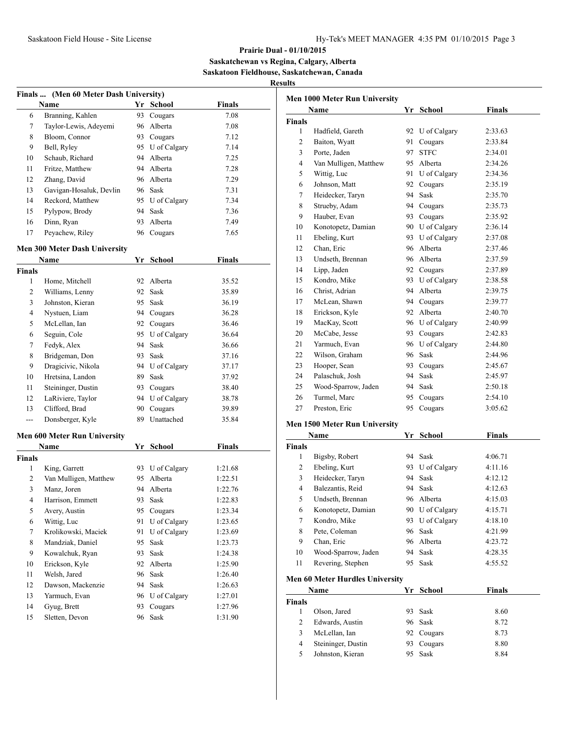# Prairie Dual - 01/10/2015

**Saskatchewan vs Regina, Calgary, Alberta**

**Saskatoon Fieldhouse, Saskatchewan, Canada**

**Results**

### Finals ... (Men 60 Meter Dash University)

| | Name | Yr | School | Finals |
|---|---|---|---|---|
| 6 | Branning, Kahlen | 93 | Cougars | 7.08 |
| 7 | Taylor-Lewis, Adeyemi | 96 | Alberta | 7.08 |
| 8 | Bloom, Connor | 93 | Cougars | 7.12 |
| 9 | Bell, Ryley | 95 | U of Calgary | 7.14 |
| 10 | Schaub, Richard | 94 | Alberta | 7.25 |
| 11 | Fritze, Matthew | 94 | Alberta | 7.28 |
| 12 | Zhang, David | 96 | Alberta | 7.29 |
| 13 | Gavigan-Hosaluk, Devlin | 96 | Sask | 7.31 |
| 14 | Reckord, Matthew | 95 | U of Calgary | 7.34 |
| 15 | Pylypow, Brody | 94 | Sask | 7.36 |
| 16 | Dinn, Ryan | 93 | Alberta | 7.49 |
| 17 | Peyachew, Riley | 96 | Cougars | 7.65 |

### Men 300 Meter Dash University

| | Name | Yr | School | Finals |
|---|---|---|---|---|
| **Finals** | | | | |
| 1 | Home, Mitchell | 92 | Alberta | 35.52 |
| 2 | Williams, Lenny | 92 | Sask | 35.89 |
| 3 | Johnston, Kieran | 95 | Sask | 36.19 |
| 4 | Nystuen, Liam | 94 | Cougars | 36.28 |
| 5 | McLellan, Ian | 92 | Cougars | 36.46 |
| 6 | Seguin, Cole | 95 | U of Calgary | 36.64 |
| 7 | Fedyk, Alex | 94 | Sask | 36.66 |
| 8 | Bridgeman, Don | 93 | Sask | 37.16 |
| 9 | Dragicivic, Nikola | 94 | U of Calgary | 37.17 |
| 10 | Hretsina, Landon | 89 | Sask | 37.92 |
| 11 | Steininger, Dustin | 93 | Cougars | 38.40 |
| 12 | LaRiviere, Taylor | 94 | U of Calgary | 38.78 |
| 13 | Clifford, Brad | 90 | Cougars | 39.89 |
| --- | Donsberger, Kyle | 89 | Unattached | 35.84 |

### Men 600 Meter Run University

| | Name | Yr | School | Finals |
|---|---|---|---|---|
| **Finals** | | | | |
| 1 | King, Garrett | 93 | U of Calgary | 1:21.68 |
| 2 | Van Mulligen, Matthew | 95 | Alberta | 1:22.51 |
| 3 | Manz, Joren | 94 | Alberta | 1:22.76 |
| 4 | Harrison, Emmett | 93 | Sask | 1:22.83 |
| 5 | Avery, Austin | 95 | Cougars | 1:23.34 |
| 6 | Wittig, Luc | 91 | U of Calgary | 1:23.65 |
| 7 | Krolikowski, Maciek | 91 | U of Calgary | 1:23.69 |
| 8 | Mandziak, Daniel | 95 | Sask | 1:23.73 |
| 9 | Kowalchuk, Ryan | 93 | Sask | 1:24.38 |
| 10 | Erickson, Kyle | 92 | Alberta | 1:25.90 |
| 11 | Welsh, Jared | 96 | Sask | 1:26.40 |
| 12 | Dawson, Mackenzie | 94 | Sask | 1:26.63 |
| 13 | Yarmuch, Evan | 96 | U of Calgary | 1:27.01 |
| 14 | Gyug, Brett | 93 | Cougars | 1:27.96 |
| 15 | Sletten, Devon | 96 | Sask | 1:31.90 |

### Men 1000 Meter Run University

| | Name | Yr | School | Finals |
|---|---|---|---|---|
| **Finals** | | | | |
| 1 | Hadfield, Gareth | 92 | U of Calgary | 2:33.63 |
| 2 | Baiton, Wyatt | 91 | Cougars | 2:33.84 |
| 3 | Porte, Jaden | 97 | STFC | 2:34.01 |
| 4 | Van Mulligen, Matthew | 95 | Alberta | 2:34.26 |
| 5 | Wittig, Luc | 91 | U of Calgary | 2:34.36 |
| 6 | Johnson, Matt | 92 | Cougars | 2:35.19 |
| 7 | Heidecker, Taryn | 94 | Sask | 2:35.70 |
| 8 | Strueby, Adam | 94 | Cougars | 2:35.73 |
| 9 | Hauber, Evan | 93 | Cougars | 2:35.92 |
| 10 | Konotopetz, Damian | 90 | U of Calgary | 2:36.14 |
| 11 | Ebeling, Kurt | 93 | U of Calgary | 2:37.08 |
| 12 | Chan, Eric | 96 | Alberta | 2:37.46 |
| 13 | Undseth, Brennan | 96 | Alberta | 2:37.59 |
| 14 | Lipp, Jaden | 92 | Cougars | 2:37.89 |
| 15 | Kondro, Mike | 93 | U of Calgary | 2:38.58 |
| 16 | Christ, Adrian | 94 | Alberta | 2:39.75 |
| 17 | McLean, Shawn | 94 | Cougars | 2:39.77 |
| 18 | Erickson, Kyle | 92 | Alberta | 2:40.70 |
| 19 | MacKay, Scott | 96 | U of Calgary | 2:40.99 |
| 20 | McCabe, Jesse | 93 | Cougars | 2:42.83 |
| 21 | Yarmuch, Evan | 96 | U of Calgary | 2:44.80 |
| 22 | Wilson, Graham | 96 | Sask | 2:44.96 |
| 23 | Hooper, Sean | 93 | Cougars | 2:45.67 |
| 24 | Palaschuk, Josh | 94 | Sask | 2:45.97 |
| 25 | Wood-Sparrow, Jaden | 94 | Sask | 2:50.18 |
| 26 | Turmel, Marc | 95 | Cougars | 2:54.10 |
| 27 | Preston, Eric | 95 | Cougars | 3:05.62 |

### Men 1500 Meter Run University

| | Name | Yr | School | Finals |
|---|---|---|---|---|
| **Finals** | | | | |
| 1 | Bigsby, Robert | 94 | Sask | 4:06.71 |
| 2 | Ebeling, Kurt | 93 | U of Calgary | 4:11.16 |
| 3 | Heidecker, Taryn | 94 | Sask | 4:12.12 |
| 4 | Balezantis, Reid | 94 | Sask | 4:12.63 |
| 5 | Undseth, Brennan | 96 | Alberta | 4:15.03 |
| 6 | Konotopetz, Damian | 90 | U of Calgary | 4:15.71 |
| 7 | Kondro, Mike | 93 | U of Calgary | 4:18.10 |
| 8 | Pete, Coleman | 96 | Sask | 4:21.99 |
| 9 | Chan, Eric | 96 | Alberta | 4:23.72 |
| 10 | Wood-Sparrow, Jaden | 94 | Sask | 4:28.35 |
| 11 | Revering, Stephen | 95 | Sask | 4:55.52 |

### Men 60 Meter Hurdles University

| | Name | Yr | School | Finals |
|---|---|---|---|---|
| **Finals** | | | | |
| 1 | Olson, Jared | 93 | Sask | 8.60 |
| 2 | Edwards, Austin | 96 | Sask | 8.72 |
| 3 | McLellan, Ian | 92 | Cougars | 8.73 |
| 4 | Steininger, Dustin | 93 | Cougars | 8.80 |
| 5 | Johnston, Kieran | 95 | Sask | 8.84 |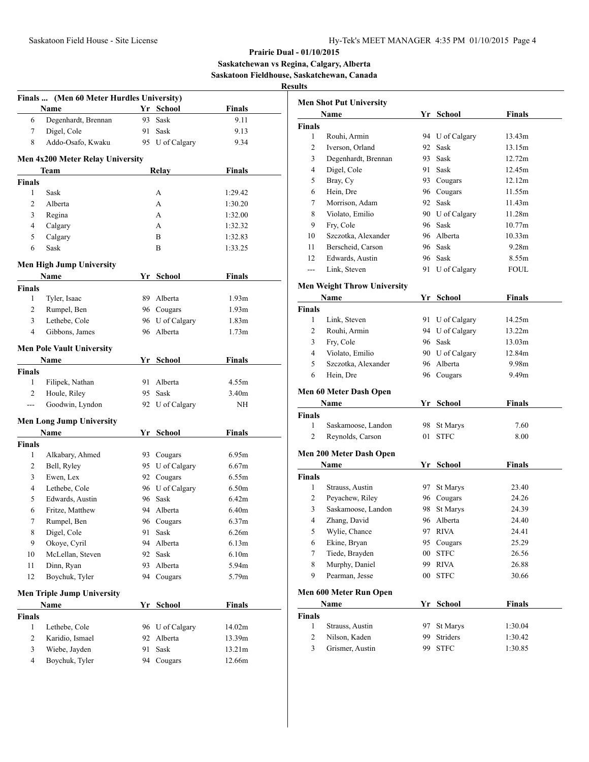## Prairie Dual - 01/10/2015

**Saskatchewan vs Regina, Calgary, Alberta**

**Saskatoon Fieldhouse, Saskatchewan, Canada**

**Results**

### Finals ... (Men 60 Meter Hurdles University)

| | Name | Yr | School | Finals |
|---|---|---|---|---|
| 6 | Degenhardt, Brennan | 93 | Sask | 9.11 |
| 7 | Digel, Cole | 91 | Sask | 9.13 |
| 8 | Addo-Osafo, Kwaku | 95 | U of Calgary | 9.34 |

### Men 4x200 Meter Relay University

| | Team | Relay | Finals |
|---|---|---|---|
| **Finals** | | | |
| 1 | Sask | A | 1:29.42 |
| 2 | Alberta | A | 1:30.20 |
| 3 | Regina | A | 1:32.00 |
| 4 | Calgary | A | 1:32.32 |
| 5 | Calgary | B | 1:32.83 |
| 6 | Sask | B | 1:33.25 |

### Men High Jump University

| | Name | Yr | School | Finals |
|---|---|---|---|---|
| **Finals** | | | | |
| 1 | Tyler, Isaac | 89 | Alberta | 1.93m |
| 2 | Rumpel, Ben | 96 | Cougars | 1.93m |
| 3 | Lethebe, Cole | 96 | U of Calgary | 1.83m |
| 4 | Gibbons, James | 96 | Alberta | 1.73m |

### Men Pole Vault University

| | Name | Yr | School | Finals |
|---|---|---|---|---|
| **Finals** | | | | |
| 1 | Filipek, Nathan | 91 | Alberta | 4.55m |
| 2 | Houle, Riley | 95 | Sask | 3.40m |
| --- | Goodwin, Lyndon | 92 | U of Calgary | NH |

### Men Long Jump University

| | Name | Yr | School | Finals |
|---|---|---|---|---|
| **Finals** | | | | |
| 1 | Alkabary, Ahmed | 93 | Cougars | 6.95m |
| 2 | Bell, Ryley | 95 | U of Calgary | 6.67m |
| 3 | Ewen, Lex | 92 | Cougars | 6.55m |
| 4 | Lethebe, Cole | 96 | U of Calgary | 6.50m |
| 5 | Edwards, Austin | 96 | Sask | 6.42m |
| 6 | Fritze, Matthew | 94 | Alberta | 6.40m |
| 7 | Rumpel, Ben | 96 | Cougars | 6.37m |
| 8 | Digel, Cole | 91 | Sask | 6.26m |
| 9 | Okoye, Cyril | 94 | Alberta | 6.13m |
| 10 | McLellan, Steven | 92 | Sask | 6.10m |
| 11 | Dinn, Ryan | 93 | Alberta | 5.94m |
| 12 | Boychuk, Tyler | 94 | Cougars | 5.79m |

### Men Triple Jump University

| | Name | Yr | School | Finals |
|---|---|---|---|---|
| **Finals** | | | | |
| 1 | Lethebe, Cole | 96 | U of Calgary | 14.02m |
| 2 | Karidio, Ismael | 92 | Alberta | 13.39m |
| 3 | Wiebe, Jayden | 91 | Sask | 13.21m |
| 4 | Boychuk, Tyler | 94 | Cougars | 12.66m |

### Men Shot Put University

| | Name | Yr | School | Finals |
|---|---|---|---|---|
| **Finals** | | | | |
| 1 | Rouhi, Armin | 94 | U of Calgary | 13.43m |
| 2 | Iverson, Orland | 92 | Sask | 13.15m |
| 3 | Degenhardt, Brennan | 93 | Sask | 12.72m |
| 4 | Digel, Cole | 91 | Sask | 12.45m |
| 5 | Bray, Cy | 93 | Cougars | 12.12m |
| 6 | Hein, Dre | 96 | Cougars | 11.55m |
| 7 | Morrison, Adam | 92 | Sask | 11.43m |
| 8 | Violato, Emilio | 90 | U of Calgary | 11.28m |
| 9 | Fry, Cole | 96 | Sask | 10.77m |
| 10 | Szczotka, Alexander | 96 | Alberta | 10.33m |
| 11 | Berscheid, Carson | 96 | Sask | 9.28m |
| 12 | Edwards, Austin | 96 | Sask | 8.55m |
| --- | Link, Steven | 91 | U of Calgary | FOUL |

### Men Weight Throw University

| | Name | Yr | School | Finals |
|---|---|---|---|---|
| **Finals** | | | | |
| 1 | Link, Steven | 91 | U of Calgary | 14.25m |
| 2 | Rouhi, Armin | 94 | U of Calgary | 13.22m |
| 3 | Fry, Cole | 96 | Sask | 13.03m |
| 4 | Violato, Emilio | 90 | U of Calgary | 12.84m |
| 5 | Szczotka, Alexander | 96 | Alberta | 9.98m |
| 6 | Hein, Dre | 96 | Cougars | 9.49m |

### Men 60 Meter Dash Open

| | Name | Yr | School | Finals |
|---|---|---|---|---|
| **Finals** | | | | |
| 1 | Saskamoose, Landon | 98 | St Marys | 7.60 |
| 2 | Reynolds, Carson | 01 | STFC | 8.00 |

### Men 200 Meter Dash Open

| | Name | Yr | School | Finals |
|---|---|---|---|---|
| **Finals** | | | | |
| 1 | Strauss, Austin | 97 | St Marys | 23.40 |
| 2 | Peyachew, Riley | 96 | Cougars | 24.26 |
| 3 | Saskamoose, Landon | 98 | St Marys | 24.39 |
| 4 | Zhang, David | 96 | Alberta | 24.40 |
| 5 | Wylie, Chance | 97 | RIVA | 24.41 |
| 6 | Ekine, Bryan | 95 | Cougars | 25.29 |
| 7 | Tiede, Brayden | 00 | STFC | 26.56 |
| 8 | Murphy, Daniel | 99 | RIVA | 26.88 |
| 9 | Pearman, Jesse | 00 | STFC | 30.66 |

### Men 600 Meter Run Open

| | Name | Yr | School | Finals |
|---|---|---|---|---|
| **Finals** | | | | |
| 1 | Strauss, Austin | 97 | St Marys | 1:30.04 |
| 2 | Nilson, Kaden | 99 | Striders | 1:30.42 |
| 3 | Grismer, Austin | 99 | STFC | 1:30.85 |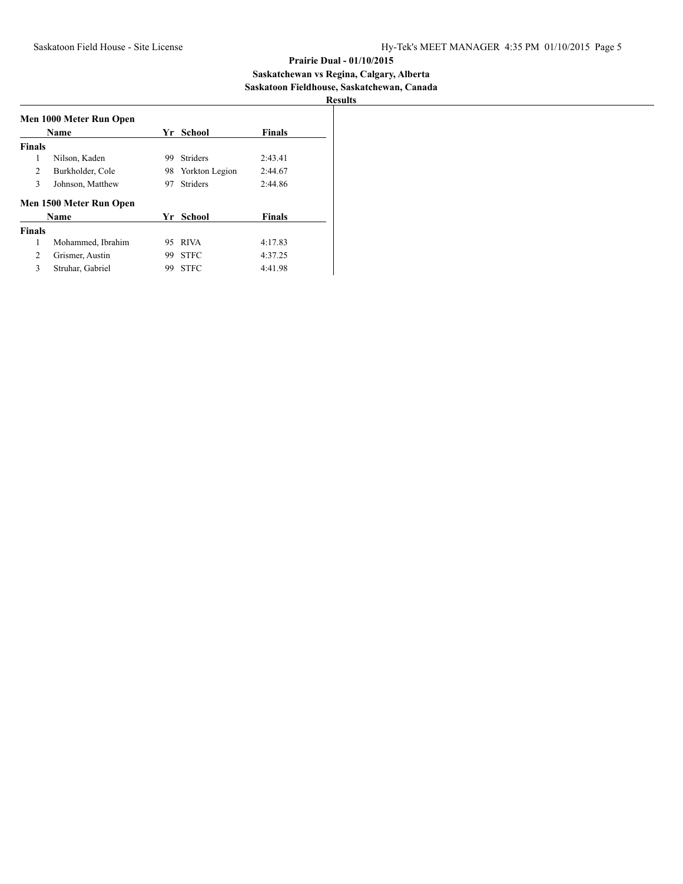# Prairie Dual - 01/10/2015

**Saskatchewan vs Regina, Calgary, Alberta**

**Saskatoon Fieldhouse, Saskatchewan, Canada**

**Results**

### Men 1000 Meter Run Open

| | Name | Yr | School | Finals |
|---|---|---|---|---|
| **Finals** | | | | |
| 1 | Nilson, Kaden | 99 | Striders | 2:43.41 |
| 2 | Burkholder, Cole | 98 | Yorkton Legion | 2:44.67 |
| 3 | Johnson, Matthew | 97 | Striders | 2:44.86 |

### Men 1500 Meter Run Open

| | Name | Yr | School | Finals |
|---|---|---|---|---|
| **Finals** | | | | |
| 1 | Mohammed, Ibrahim | 95 | RIVA | 4:17.83 |
| 2 | Grismer, Austin | 99 | STFC | 4:37.25 |
| 3 | Struhar, Gabriel | 99 | STFC | 4:41.98 |